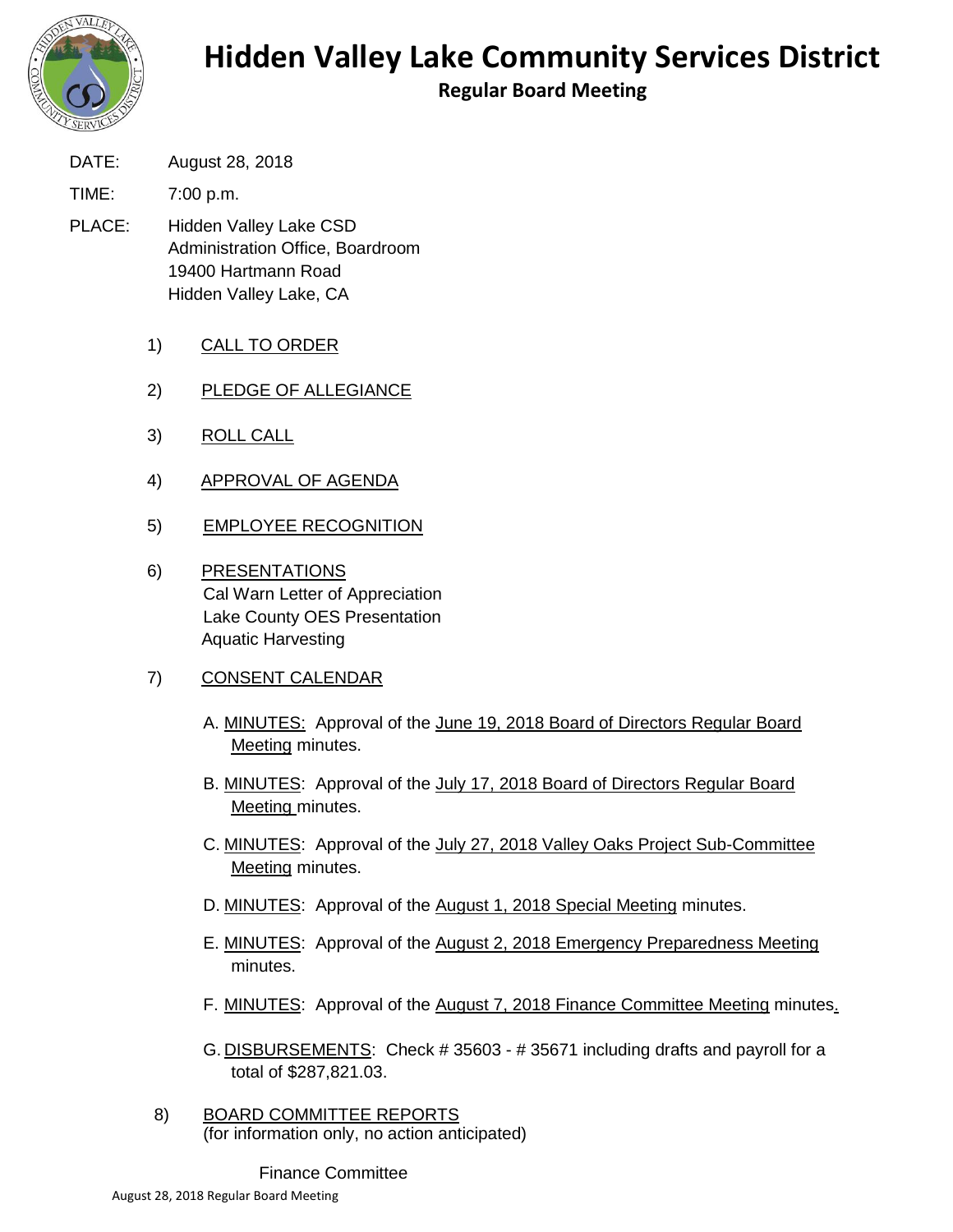# Hidden Valley Lake Community Services District

## Regular Board Meeting

DATE: August 28, 2018

TIME: 7:00 p.m.

PLACE: Hidden Valley Lake CSD
Administration Office, Boardroom
19400 Hartmann Road
Hidden Valley Lake, CA

1) CALL TO ORDER

2) PLEDGE OF ALLEGIANCE

3) ROLL CALL

4) APPROVAL OF AGENDA

5) EMPLOYEE RECOGNITION

6) PRESENTATIONS
   Cal Warn Letter of Appreciation
   Lake County OES Presentation
   Aquatic Harvesting

7) CONSENT CALENDAR

   A. MINUTES: Approval of the June 19, 2018 Board of Directors Regular Board Meeting minutes.

   B. MINUTES: Approval of the July 17, 2018 Board of Directors Regular Board Meeting minutes.

   C. MINUTES: Approval of the July 27, 2018 Valley Oaks Project Sub-Committee Meeting minutes.

   D. MINUTES: Approval of the August 1, 2018 Special Meeting minutes.

   E. MINUTES: Approval of the August 2, 2018 Emergency Preparedness Meeting minutes.

   F. MINUTES: Approval of the August 7, 2018 Finance Committee Meeting minutes.

   G. DISBURSEMENTS: Check # 35603 - # 35671 including drafts and payroll for a total of $287,821.03.

8) BOARD COMMITTEE REPORTS
   (for information only, no action anticipated)

   Finance Committee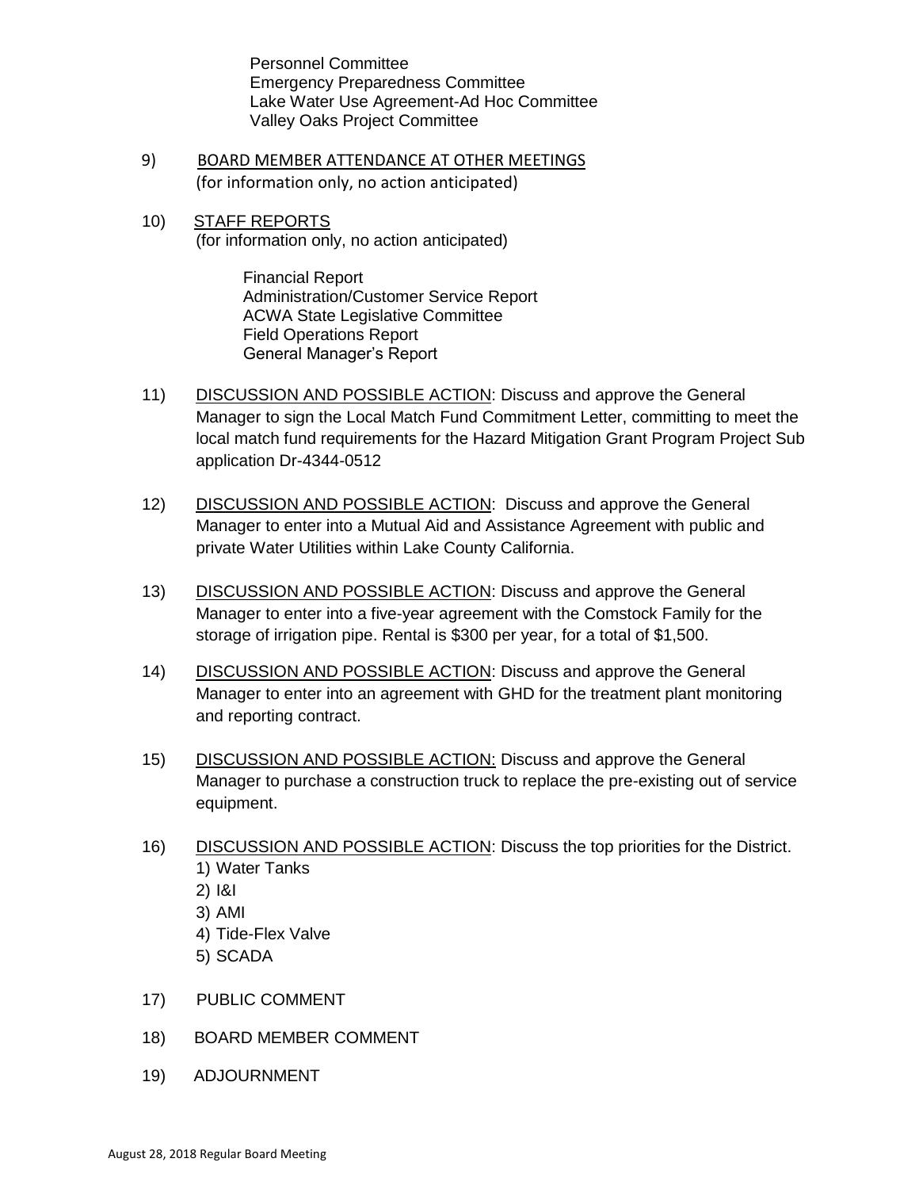Personnel Committee
Emergency Preparedness Committee
Lake Water Use Agreement-Ad Hoc Committee
Valley Oaks Project Committee

9) BOARD MEMBER ATTENDANCE AT OTHER MEETINGS
(for information only, no action anticipated)

10) STAFF REPORTS
(for information only, no action anticipated)

Financial Report
Administration/Customer Service Report
ACWA State Legislative Committee
Field Operations Report
General Manager's Report

11) DISCUSSION AND POSSIBLE ACTION: Discuss and approve the General Manager to sign the Local Match Fund Commitment Letter, committing to meet the local match fund requirements for the Hazard Mitigation Grant Program Project Sub application Dr-4344-0512

12) DISCUSSION AND POSSIBLE ACTION: Discuss and approve the General Manager to enter into a Mutual Aid and Assistance Agreement with public and private Water Utilities within Lake County California.

13) DISCUSSION AND POSSIBLE ACTION: Discuss and approve the General Manager to enter into a five-year agreement with the Comstock Family for the storage of irrigation pipe. Rental is $300 per year, for a total of $1,500.

14) DISCUSSION AND POSSIBLE ACTION: Discuss and approve the General Manager to enter into an agreement with GHD for the treatment plant monitoring and reporting contract.

15) DISCUSSION AND POSSIBLE ACTION: Discuss and approve the General Manager to purchase a construction truck to replace the pre-existing out of service equipment.

16) DISCUSSION AND POSSIBLE ACTION: Discuss the top priorities for the District.
   1) Water Tanks
   2) I&I
   3) AMI
   4) Tide-Flex Valve
   5) SCADA

17) PUBLIC COMMENT

18) BOARD MEMBER COMMENT

19) ADJOURNMENT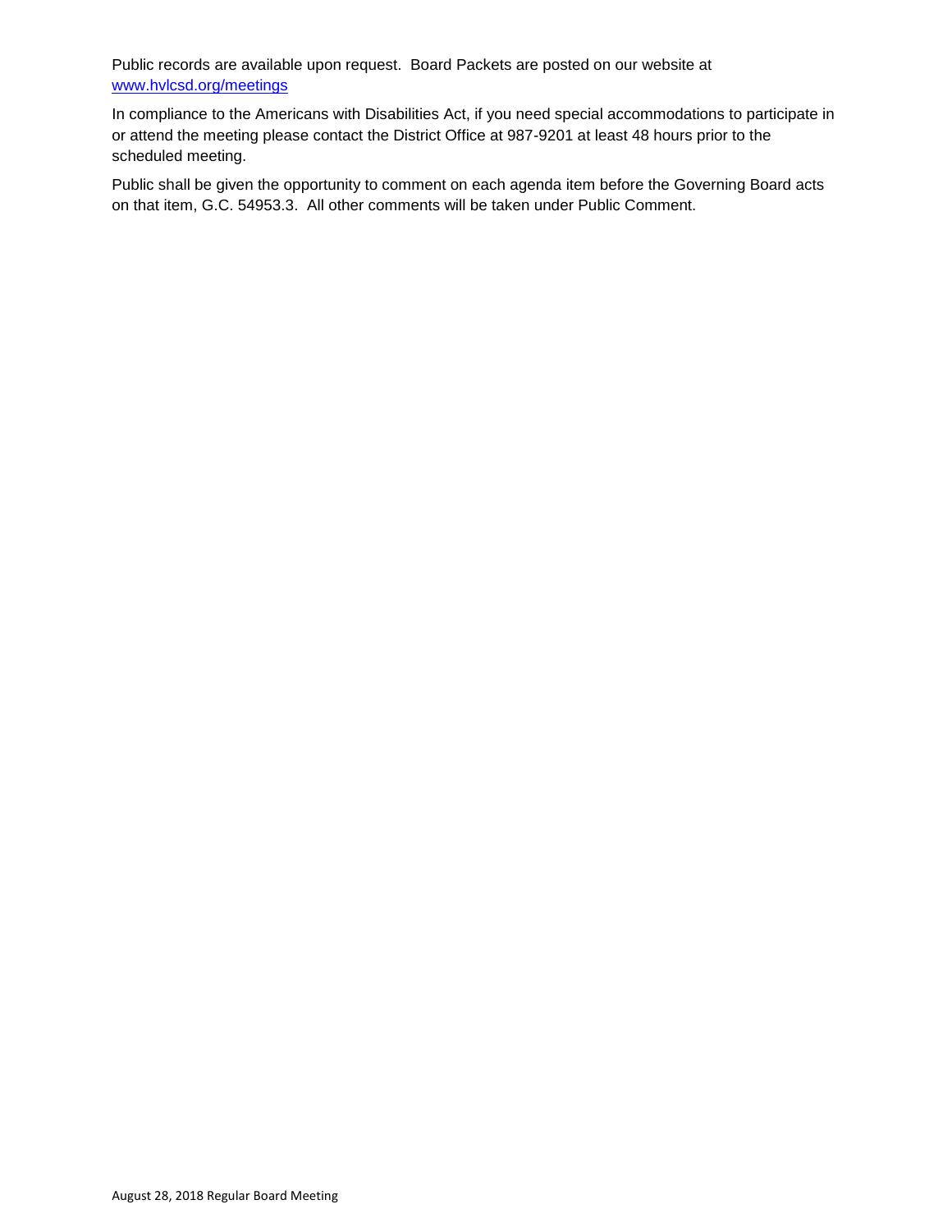Public records are available upon request. Board Packets are posted on our website at [www.hvlcsd.org/meetings](www.hvlcsd.org/meetings)

In compliance to the Americans with Disabilities Act, if you need special accommodations to participate in or attend the meeting please contact the District Office at 987-9201 at least 48 hours prior to the scheduled meeting.

Public shall be given the opportunity to comment on each agenda item before the Governing Board acts on that item, G.C. 54953.3. All other comments will be taken under Public Comment.